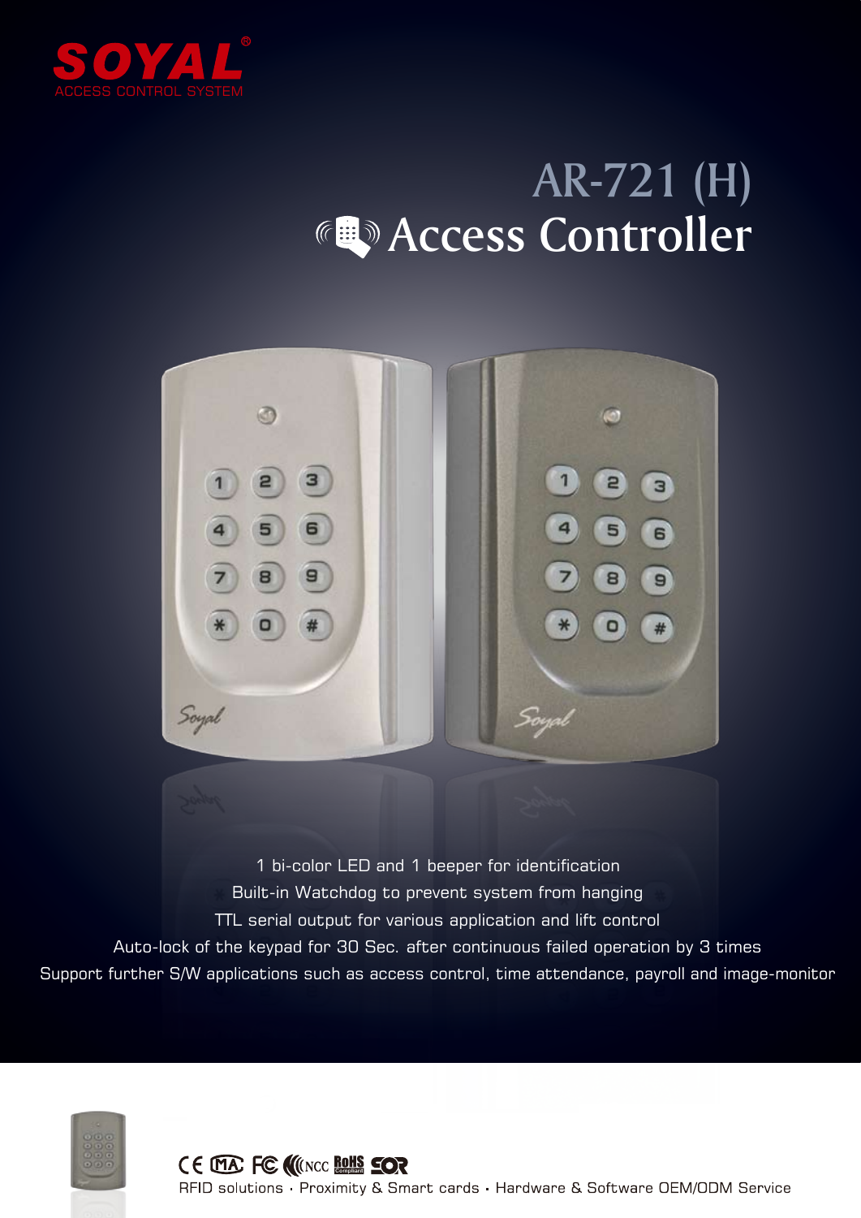SOYAL®
ACCESS CONTROL SYSTEM

# AR-721 (H)
# Access Controller

1 bi-color LED and 1 beeper for identification

Built-in Watchdog to prevent system from hanging

TTL serial output for various application and lift control

Auto-lock of the keypad for 30 Sec. after continuous failed operation by 3 times

Support further S/W applications such as access control, time attendance, payroll and image-monitor

RFID solutions · Proximity & Smart cards · Hardware & Software OEM/ODM Service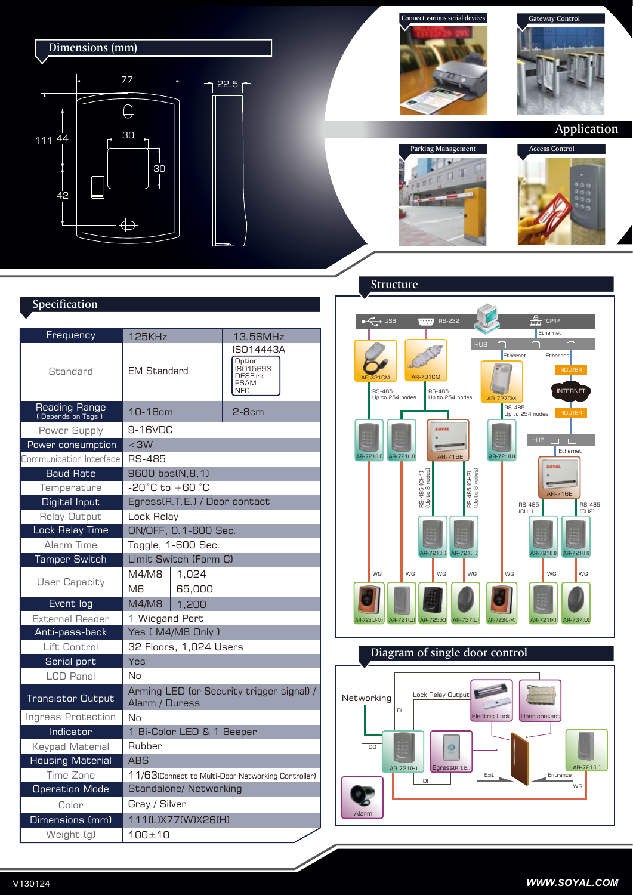## Dimensions (mm)

77
22.5
111
44
30
30
42

## Application

Connect various serial devices

Gateway Control

Parking Management

Access Control

## Specification

| | | |
|---|---|---|
| Frequency | 125KHz | 13.56MHz |
| Standard | EM Standard | ISO14443A<br>Option<br>ISO15693<br>DESFire<br>PSAM<br>NFC |
| Reading Range<br>( Depends on Tags ) | 10-18cm | 2-8cm |
| Power Supply | 9-16VDC | |
| Power consumption | <3W | |
| Communication Interface | RS-485 | |
| Baud Rate | 9600 bps(N,8,1) | |
| Temperature | -20˚C to +60˚C | |
| Digital Input | Egress(R.T.E.) / Door contact | |
| Relay Output | Lock Relay | |
| Lock Relay Time | ON/OFF, 0.1-600 Sec. | |
| Alarm Time | Toggle, 1-600 Sec. | |
| Tamper Switch | Limit Switch (Form C) | |
| User Capacity | M4/M8 | 1,024 |
| | M6 | 65,000 |
| Event log | M4/M8 | 1,200 |
| External Reader | 1 Wiegand Port | |
| Anti-pass-back | Yes ( M4/M8 Only ) | |
| Lift Control | 32 Floors, 1,024 Users | |
| Serial port | Yes | |
| LCD Panel | No | |
| Transistor Output | Arming LED (or Security trigger signal) / Alarm / Duress | |
| Ingress Protection | No | |
| Indicator | 1 Bi-Color LED & 1 Beeper | |
| Keypad Material | Rubber | |
| Housing Material | ABS | |
| Time Zone | 11/63(Connect to Multi-Door Networking Controller) | |
| Operation Mode | Standalone/ Networking | |
| Color | Gray / Silver | |
| Dimensions (mm) | 111(L)X77(W)X26(H) | |
| Weight (g) | 100±10 | |

## Structure

USB
RS-232
TCP/IP
Ethernet
HUB
Ethernet
Ethernet
ROUTER
INTERNET
ROUTER
AR-321CM
AR-701CM
AR-727CM
RS-485
Up to 254 nodes
RS-485
Up to 254 nodes
RS-485
Up to 254 nodes
HUB
Ethernet
AR-721(H)
AR-721(H)
AR-716E
AR-721(H)
AR-716Ei
RS-485 (CH1) (Up to 8 nodes)
RS-485 (CH2) (Up to 8 nodes)
RS-485 (CH1)
RS-485 (CH2)
AR-721(H)
AR-721(H)
AR-721(H)
AR-721(H)
WG
AR-725(U-M)
AR-721(U)
AR-725(K)
AR-737(U)
AR-725(U-M)
AR-721(K)
AR-737(U)

## Diagram of single door control

Networking
Lock Relay Output
DI
Electric Lock
Door contact
DO
AR-721(H)
Egress(R.T.E.)
Exit
Entrance
AR-721(U)
DI
WG
Alarm

V130124

WWW.SOYAL.COM